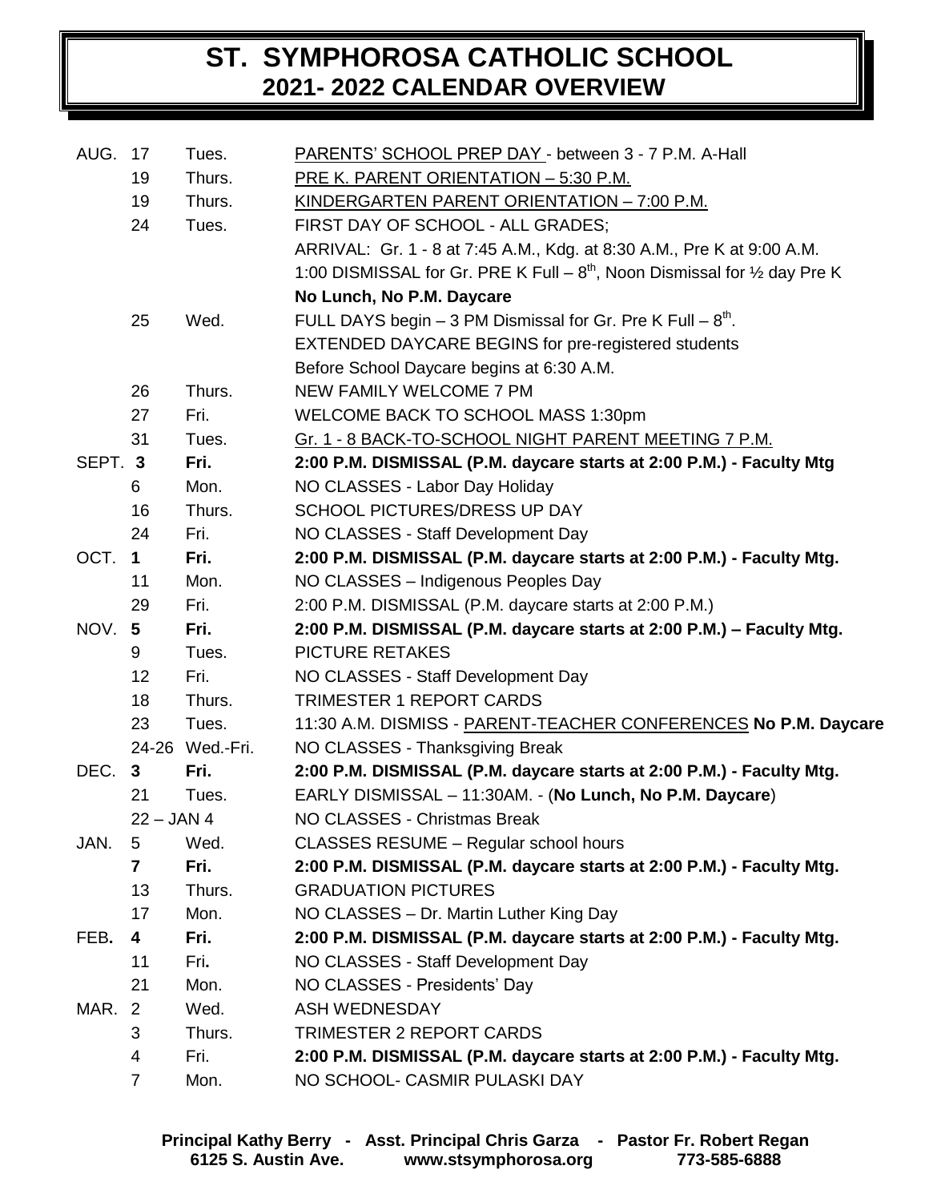# ST. SYMPHOROSA CATHOLIC SCHOOL
## 2021- 2022 CALENDAR OVERVIEW

| Month | Date | Day | Event |
|---|---|---|---|
| AUG. | 17 | Tues. | PARENTS' SCHOOL PREP DAY - between 3 - 7 P.M. A-Hall |
| | 19 | Thurs. | PRE K. PARENT ORIENTATION – 5:30 P.M. |
| | 19 | Thurs. | KINDERGARTEN PARENT ORIENTATION – 7:00 P.M. |
| | 24 | Tues. | FIRST DAY OF SCHOOL - ALL GRADES; ARRIVAL: Gr. 1 - 8 at 7:45 A.M., Kdg. at 8:30 A.M., Pre K at 9:00 A.M. 1:00 DISMISSAL for Gr. PRE K Full – 8th, Noon Dismissal for ½ day Pre K **No Lunch, No P.M. Daycare** |
| | 25 | Wed. | FULL DAYS begin – 3 PM Dismissal for Gr. Pre K Full – 8th. EXTENDED DAYCARE BEGINS for pre-registered students Before School Daycare begins at 6:30 A.M. |
| | 26 | Thurs. | NEW FAMILY WELCOME 7 PM |
| | 27 | Fri. | WELCOME BACK TO SCHOOL MASS 1:30pm |
| | 31 | Tues. | Gr. 1 - 8 BACK-TO-SCHOOL NIGHT PARENT MEETING 7 P.M. |
| SEPT. | **3** | **Fri.** | **2:00 P.M. DISMISSAL (P.M. daycare starts at 2:00 P.M.) - Faculty Mtg** |
| | 6 | Mon. | NO CLASSES - Labor Day Holiday |
| | 16 | Thurs. | SCHOOL PICTURES/DRESS UP DAY |
| | 24 | Fri. | NO CLASSES - Staff Development Day |
| OCT. | **1** | **Fri.** | **2:00 P.M. DISMISSAL (P.M. daycare starts at 2:00 P.M.) - Faculty Mtg.** |
| | 11 | Mon. | NO CLASSES – Indigenous Peoples Day |
| | 29 | Fri. | 2:00 P.M. DISMISSAL (P.M. daycare starts at 2:00 P.M.) |
| NOV. | **5** | **Fri.** | **2:00 P.M. DISMISSAL (P.M. daycare starts at 2:00 P.M.) – Faculty Mtg.** |
| | 9 | Tues. | PICTURE RETAKES |
| | 12 | Fri. | NO CLASSES - Staff Development Day |
| | 18 | Thurs. | TRIMESTER 1 REPORT CARDS |
| | 23 | Tues. | 11:30 A.M. DISMISS - PARENT-TEACHER CONFERENCES **No P.M. Daycare** |
| | 24-26 | Wed.-Fri. | NO CLASSES - Thanksgiving Break |
| DEC. | **3** | **Fri.** | **2:00 P.M. DISMISSAL (P.M. daycare starts at 2:00 P.M.) - Faculty Mtg.** |
| | 21 | Tues. | EARLY DISMISSAL – 11:30AM. - (**No Lunch, No P.M. Daycare**) |
| | 22 – JAN 4 | | NO CLASSES - Christmas Break |
| JAN. | 5 | Wed. | CLASSES RESUME – Regular school hours |
| | **7** | **Fri.** | **2:00 P.M. DISMISSAL (P.M. daycare starts at 2:00 P.M.) - Faculty Mtg.** |
| | 13 | Thurs. | GRADUATION PICTURES |
| | 17 | Mon. | NO CLASSES – Dr. Martin Luther King Day |
| FEB. | **4** | **Fri.** | **2:00 P.M. DISMISSAL (P.M. daycare starts at 2:00 P.M.) - Faculty Mtg.** |
| | 11 | Fri. | NO CLASSES - Staff Development Day |
| | 21 | Mon. | NO CLASSES - Presidents' Day |
| MAR. | 2 | Wed. | ASH WEDNESDAY |
| | 3 | Thurs. | TRIMESTER 2 REPORT CARDS |
| | 4 | Fri. | **2:00 P.M. DISMISSAL (P.M. daycare starts at 2:00 P.M.) - Faculty Mtg.** |
| | 7 | Mon. | NO SCHOOL- CASMIR PULASKI DAY |

**Principal Kathy Berry - Asst. Principal Chris Garza - Pastor Fr. Robert Regan**
**6125 S. Austin Ave. www.stsymphorosa.org 773-585-6888**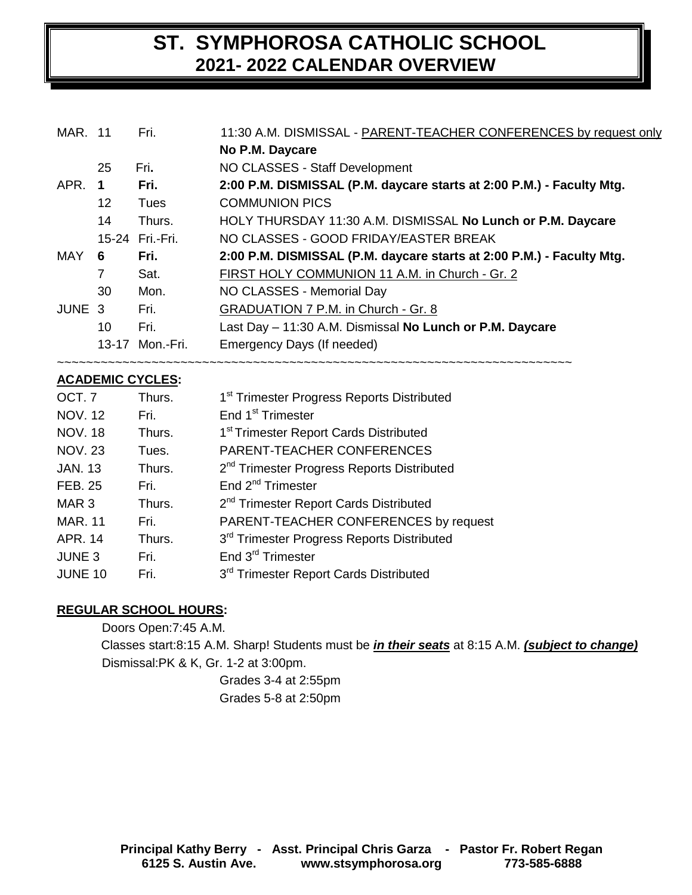# ST. SYMPHOROSA CATHOLIC SCHOOL
## 2021- 2022 CALENDAR OVERVIEW

| | | | |
|---|---|---|---|
| MAR. | 11 | Fri. | 11:30 A.M. DISMISSAL - PARENT-TEACHER CONFERENCES by request only **No P.M. Daycare** |
| | 25 | Fri. | NO CLASSES - Staff Development |
| APR. | **1** | **Fri.** | **2:00 P.M. DISMISSAL (P.M. daycare starts at 2:00 P.M.) - Faculty Mtg.** |
| | 12 | Tues | COMMUNION PICS |
| | 14 | Thurs. | HOLY THURSDAY 11:30 A.M. DISMISSAL **No Lunch or P.M. Daycare** |
| | 15-24 | Fri.-Fri. | NO CLASSES - GOOD FRIDAY/EASTER BREAK |
| MAY | **6** | **Fri.** | **2:00 P.M. DISMISSAL (P.M. daycare starts at 2:00 P.M.) - Faculty Mtg.** |
| | 7 | Sat. | FIRST HOLY COMMUNION 11 A.M. in Church - Gr. 2 |
| | 30 | Mon. | NO CLASSES - Memorial Day |
| JUNE | 3 | Fri. | GRADUATION 7 P.M. in Church - Gr. 8 |
| | 10 | Fri. | Last Day – 11:30 A.M. Dismissal **No Lunch or P.M. Daycare** |
| | 13-17 | Mon.-Fri. | Emergency Days (If needed) |

~~~~~~~~~~~~~~~~~~~~~~~~~~~~~~~~~~~~~~~~~~~~~~~~~~~~~~~~~~~~~~~~~~~~~~~~~~~

**ACADEMIC CYCLES:**

| | | |
|---|---|---|
| OCT. 7 | Thurs. | 1st Trimester Progress Reports Distributed |
| NOV. 12 | Fri. | End 1st Trimester |
| NOV. 18 | Thurs. | 1st Trimester Report Cards Distributed |
| NOV. 23 | Tues. | PARENT-TEACHER CONFERENCES |
| JAN. 13 | Thurs. | 2nd Trimester Progress Reports Distributed |
| FEB. 25 | Fri. | End 2nd Trimester |
| MAR 3 | Thurs. | 2nd Trimester Report Cards Distributed |
| MAR. 11 | Fri. | PARENT-TEACHER CONFERENCES by request |
| APR. 14 | Thurs. | 3rd Trimester Progress Reports Distributed |
| JUNE 3 | Fri. | End 3rd Trimester |
| JUNE 10 | Fri. | 3rd Trimester Report Cards Distributed |

**REGULAR SCHOOL HOURS:**

Doors Open:7:45 A.M.

Classes start:8:15 A.M. Sharp! Students must be ***in their seats*** at 8:15 A.M. ***(subject to change)***

Dismissal:PK & K, Gr. 1-2 at 3:00pm.
Grades 3-4 at 2:55pm
Grades 5-8 at 2:50pm

**Principal Kathy Berry - Asst. Principal Chris Garza - Pastor Fr. Robert Regan**
**6125 S. Austin Ave. www.stsymphorosa.org 773-585-6888**